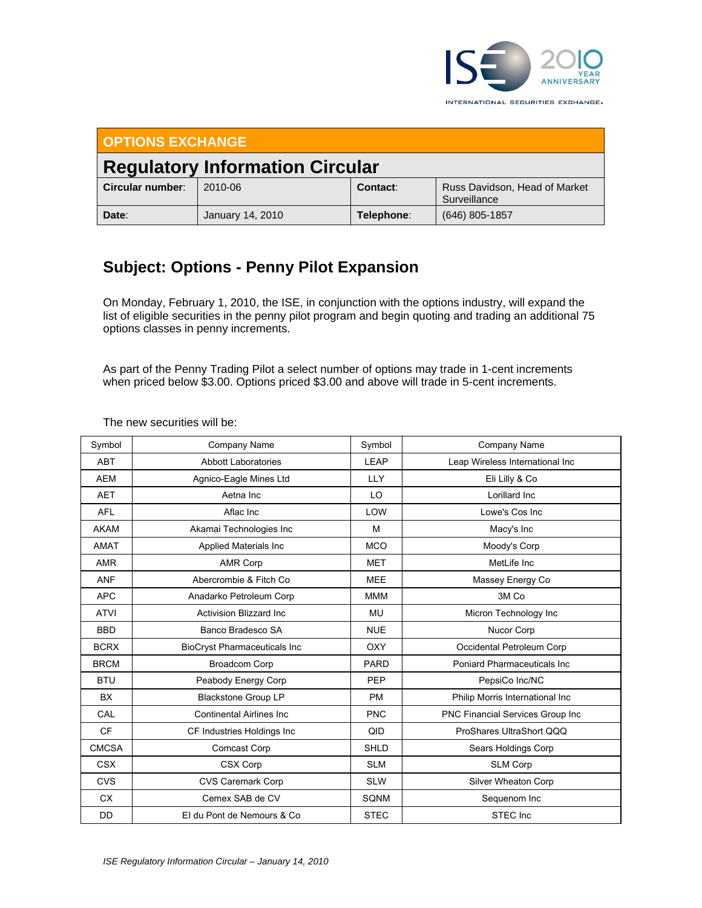INTERNATIONAL SECURITIES EXCHANGE.

## OPTIONS EXCHANGE

# Regulatory Information Circular

| Circular number: | 2010-06 | Contact: | Russ Davidson, Head of Market Surveillance |
|---|---|---|---|
| Date: | January 14, 2010 | Telephone: | (646) 805-1857 |

## Subject: Options - Penny Pilot Expansion

On Monday, February 1, 2010, the ISE, in conjunction with the options industry, will expand the list of eligible securities in the penny pilot program and begin quoting and trading an additional 75 options classes in penny increments.

As part of the Penny Trading Pilot a select number of options may trade in 1-cent increments when priced below $3.00. Options priced $3.00 and above will trade in 5-cent increments.

The new securities will be:

| Symbol | Company Name | Symbol | Company Name |
|---|---|---|---|
| ABT | Abbott Laboratories | LEAP | Leap Wireless International Inc |
| AEM | Agnico-Eagle Mines Ltd | LLY | Eli Lilly & Co |
| AET | Aetna Inc | LO | Lorillard Inc |
| AFL | Aflac Inc | LOW | Lowe's Cos Inc |
| AKAM | Akamai Technologies Inc | M | Macy's Inc |
| AMAT | Applied Materials Inc | MCO | Moody's Corp |
| AMR | AMR Corp | MET | MetLife Inc |
| ANF | Abercrombie & Fitch Co | MEE | Massey Energy Co |
| APC | Anadarko Petroleum Corp | MMM | 3M Co |
| ATVI | Activision Blizzard Inc | MU | Micron Technology Inc |
| BBD | Banco Bradesco SA | NUE | Nucor Corp |
| BCRX | BioCryst Pharmaceuticals Inc | OXY | Occidental Petroleum Corp |
| BRCM | Broadcom Corp | PARD | Poniard Pharmaceuticals Inc |
| BTU | Peabody Energy Corp | PEP | PepsiCo Inc/NC |
| BX | Blackstone Group LP | PM | Philip Morris International Inc |
| CAL | Continental Airlines Inc | PNC | PNC Financial Services Group Inc |
| CF | CF Industries Holdings Inc | QID | ProShares UltraShort QQQ |
| CMCSA | Comcast Corp | SHLD | Sears Holdings Corp |
| CSX | CSX Corp | SLM | SLM Corp |
| CVS | CVS Caremark Corp | SLW | Silver Wheaton Corp |
| CX | Cemex SAB de CV | SQNM | Sequenom Inc |
| DD | EI du Pont de Nemours & Co | STEC | STEC Inc |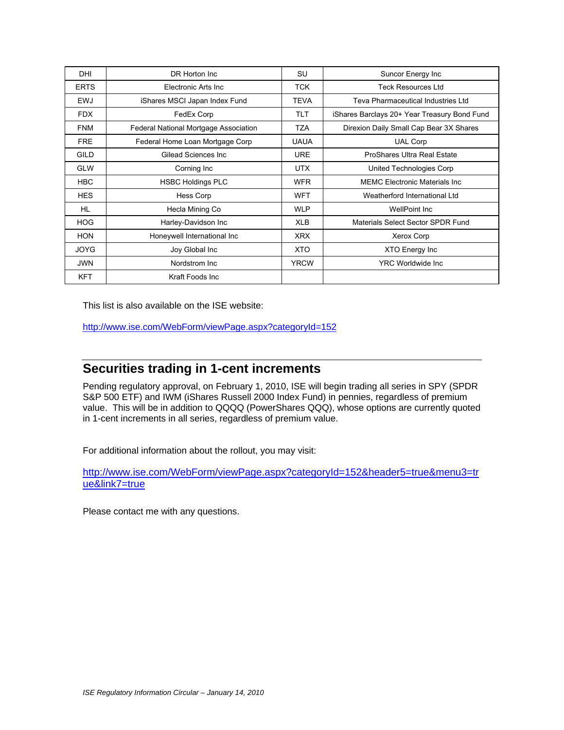| | | | |
|---|---|---|---|
| DHI | DR Horton Inc | SU | Suncor Energy Inc |
| ERTS | Electronic Arts Inc | TCK | Teck Resources Ltd |
| EWJ | iShares MSCI Japan Index Fund | TEVA | Teva Pharmaceutical Industries Ltd |
| FDX | FedEx Corp | TLT | iShares Barclays 20+ Year Treasury Bond Fund |
| FNM | Federal National Mortgage Association | TZA | Direxion Daily Small Cap Bear 3X Shares |
| FRE | Federal Home Loan Mortgage Corp | UAUA | UAL Corp |
| GILD | Gilead Sciences Inc | URE | ProShares Ultra Real Estate |
| GLW | Corning Inc | UTX | United Technologies Corp |
| HBC | HSBC Holdings PLC | WFR | MEMC Electronic Materials Inc |
| HES | Hess Corp | WFT | Weatherford International Ltd |
| HL | Hecla Mining Co | WLP | WellPoint Inc |
| HOG | Harley-Davidson Inc | XLB | Materials Select Sector SPDR Fund |
| HON | Honeywell International Inc | XRX | Xerox Corp |
| JOYG | Joy Global Inc | XTO | XTO Energy Inc |
| JWN | Nordstrom Inc | YRCW | YRC Worldwide Inc |
| KFT | Kraft Foods Inc | | |

This list is also available on the ISE website:

http://www.ise.com/WebForm/viewPage.aspx?categoryId=152

## Securities trading in 1-cent increments

Pending regulatory approval, on February 1, 2010, ISE will begin trading all series in SPY (SPDR S&P 500 ETF) and IWM (iShares Russell 2000 Index Fund) in pennies, regardless of premium value. This will be in addition to QQQQ (PowerShares QQQ), whose options are currently quoted in 1-cent increments in all series, regardless of premium value.

For additional information about the rollout, you may visit:

http://www.ise.com/WebForm/viewPage.aspx?categoryId=152&header5=true&menu3=true&link7=true

Please contact me with any questions.